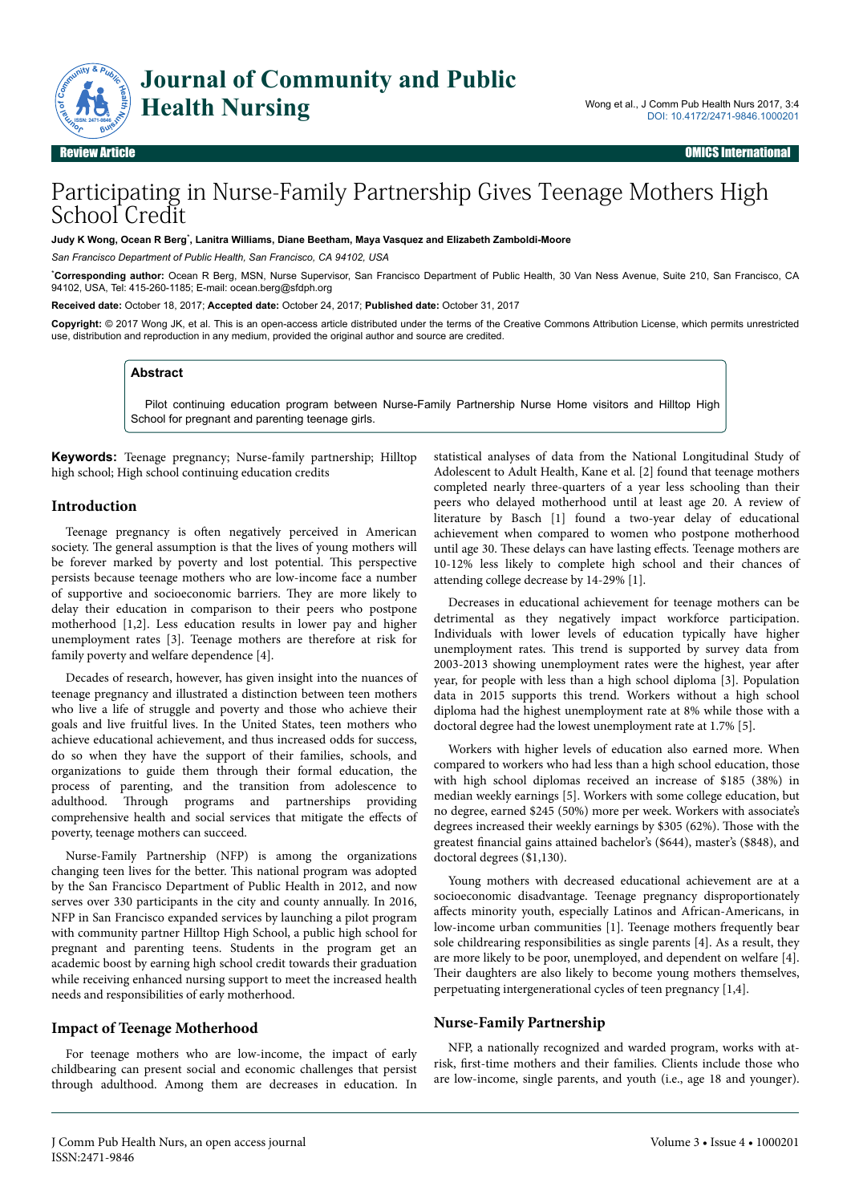# Participating in Nurse-Family Partnership Gives Teenage Mothers High School Credit

**Judy K Wong, Ocean R Berg*, Lanitra Williams, Diane Beetham, Maya Vasquez and Elizabeth Zamboldi-Moore**

*San Francisco Department of Public Health, San Francisco, CA 94102, USA*

***Corresponding author:** Ocean R Berg, MSN, Nurse Supervisor, San Francisco Department of Public Health, 30 Van Ness Avenue, Suite 210, San Francisco, CA 94102, USA, Tel: 415-260-1185; E-mail: ocean.berg@sfdph.org

**Received date:** October 18, 2017; **Accepted date:** October 24, 2017; **Published date:** October 31, 2017

**Copyright:** © 2017 Wong JK, et al. This is an open-access article distributed under the terms of the Creative Commons Attribution License, which permits unrestricted use, distribution and reproduction in any medium, provided the original author and source are credited.

## Abstract

Pilot continuing education program between Nurse-Family Partnership Nurse Home visitors and Hilltop High School for pregnant and parenting teenage girls.

**Keywords:** Teenage pregnancy; Nurse-family partnership; Hilltop high school; High school continuing education credits

## Introduction

Teenage pregnancy is often negatively perceived in American society. The general assumption is that the lives of young mothers will be forever marked by poverty and lost potential. This perspective persists because teenage mothers who are low-income face a number of supportive and socioeconomic barriers. They are more likely to delay their education in comparison to their peers who postpone motherhood [1,2]. Less education results in lower pay and higher unemployment rates [3]. Teenage mothers are therefore at risk for family poverty and welfare dependence [4].

Decades of research, however, has given insight into the nuances of teenage pregnancy and illustrated a distinction between teen mothers who live a life of struggle and poverty and those who achieve their goals and live fruitful lives. In the United States, teen mothers who achieve educational achievement, and thus increased odds for success, do so when they have the support of their families, schools, and organizations to guide them through their formal education, the process of parenting, and the transition from adolescence to adulthood. Through programs and partnerships providing comprehensive health and social services that mitigate the effects of poverty, teenage mothers can succeed.

Nurse-Family Partnership (NFP) is among the organizations changing teen lives for the better. This national program was adopted by the San Francisco Department of Public Health in 2012, and now serves over 330 participants in the city and county annually. In 2016, NFP in San Francisco expanded services by launching a pilot program with community partner Hilltop High School, a public high school for pregnant and parenting teens. Students in the program get an academic boost by earning high school credit towards their graduation while receiving enhanced nursing support to meet the increased health needs and responsibilities of early motherhood.

## Impact of Teenage Motherhood

For teenage mothers who are low-income, the impact of early childbearing can present social and economic challenges that persist through adulthood. Among them are decreases in education. In statistical analyses of data from the National Longitudinal Study of Adolescent to Adult Health, Kane et al. [2] found that teenage mothers completed nearly three-quarters of a year less schooling than their peers who delayed motherhood until at least age 20. A review of literature by Basch [1] found a two-year delay of educational achievement when compared to women who postpone motherhood until age 30. These delays can have lasting effects. Teenage mothers are 10-12% less likely to complete high school and their chances of attending college decrease by 14-29% [1].

Decreases in educational achievement for teenage mothers can be detrimental as they negatively impact workforce participation. Individuals with lower levels of education typically have higher unemployment rates. This trend is supported by survey data from 2003-2013 showing unemployment rates were the highest, year after year, for people with less than a high school diploma [3]. Population data in 2015 supports this trend. Workers without a high school diploma had the highest unemployment rate at 8% while those with a doctoral degree had the lowest unemployment rate at 1.7% [5].

Workers with higher levels of education also earned more. When compared to workers who had less than a high school education, those with high school diplomas received an increase of $185 (38%) in median weekly earnings [5]. Workers with some college education, but no degree, earned $245 (50%) more per week. Workers with associate's degrees increased their weekly earnings by $305 (62%). Those with the greatest financial gains attained bachelor's ($644), master's ($848), and doctoral degrees ($1,130).

Young mothers with decreased educational achievement are at a socioeconomic disadvantage. Teenage pregnancy disproportionately affects minority youth, especially Latinos and African-Americans, in low-income urban communities [1]. Teenage mothers frequently bear sole childrearing responsibilities as single parents [4]. As a result, they are more likely to be poor, unemployed, and dependent on welfare [4]. Their daughters are also likely to become young mothers themselves, perpetuating intergenerational cycles of teen pregnancy [1,4].

## Nurse-Family Partnership

NFP, a nationally recognized and warded program, works with at-risk, first-time mothers and their families. Clients include those who are low-income, single parents, and youth (i.e., age 18 and younger).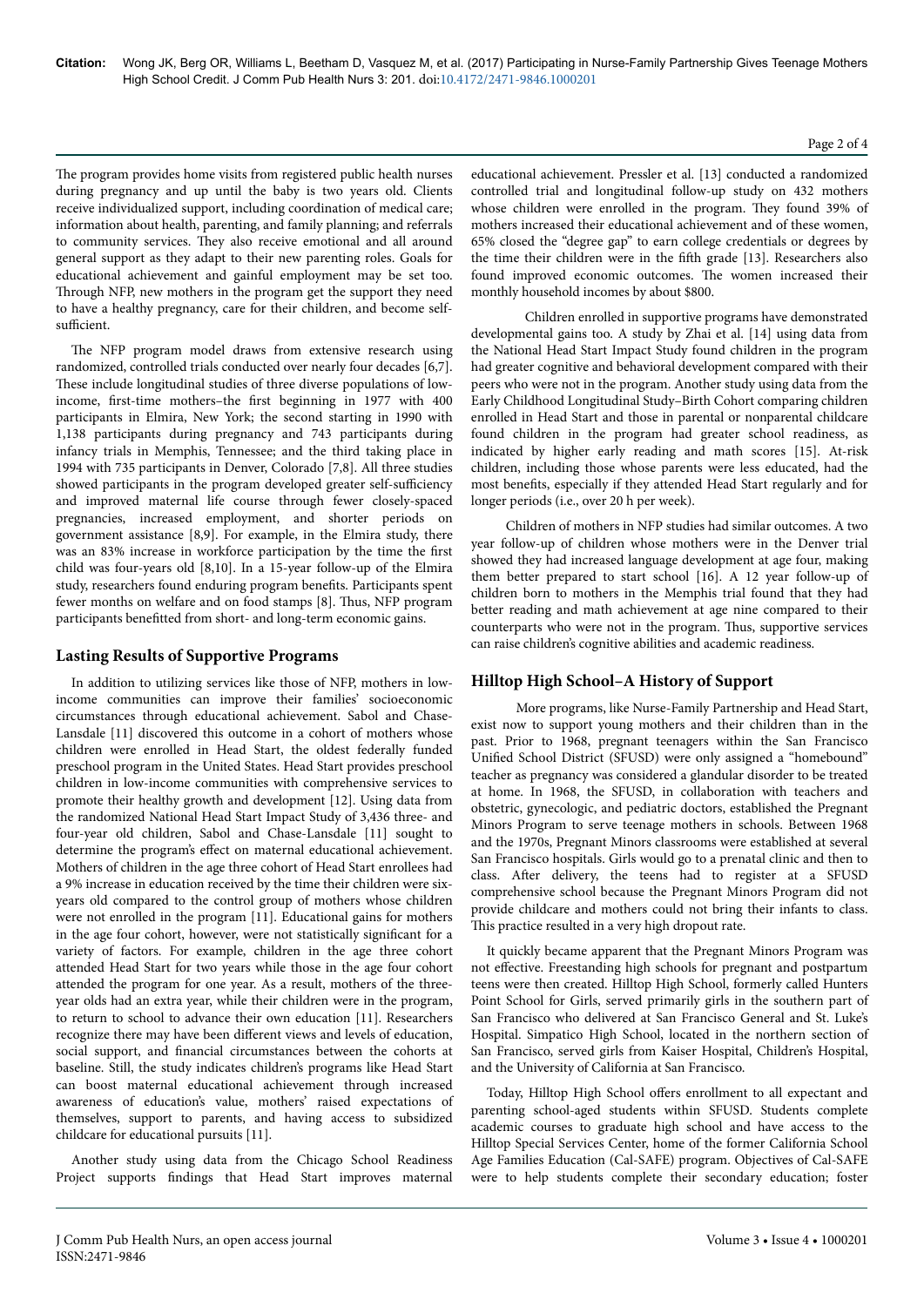The program provides home visits from registered public health nurses during pregnancy and up until the baby is two years old. Clients receive individualized support, including coordination of medical care; information about health, parenting, and family planning; and referrals to community services. They also receive emotional and all around general support as they adapt to their new parenting roles. Goals for educational achievement and gainful employment may be set too. Through NFP, new mothers in the program get the support they need to have a healthy pregnancy, care for their children, and become self-sufficient.

The NFP program model draws from extensive research using randomized, controlled trials conducted over nearly four decades [6,7]. These include longitudinal studies of three diverse populations of low-income, first-time mothers–the first beginning in 1977 with 400 participants in Elmira, New York; the second starting in 1990 with 1,138 participants during pregnancy and 743 participants during infancy trials in Memphis, Tennessee; and the third taking place in 1994 with 735 participants in Denver, Colorado [7,8]. All three studies showed participants in the program developed greater self-sufficiency and improved maternal life course through fewer closely-spaced pregnancies, increased employment, and shorter periods on government assistance [8,9]. For example, in the Elmira study, there was an 83% increase in workforce participation by the time the first child was four-years old [8,10]. In a 15-year follow-up of the Elmira study, researchers found enduring program benefits. Participants spent fewer months on welfare and on food stamps [8]. Thus, NFP program participants benefitted from short- and long-term economic gains.

## Lasting Results of Supportive Programs

In addition to utilizing services like those of NFP, mothers in low-income communities can improve their families' socioeconomic circumstances through educational achievement. Sabol and Chase-Lansdale [11] discovered this outcome in a cohort of mothers whose children were enrolled in Head Start, the oldest federally funded preschool program in the United States. Head Start provides preschool children in low-income communities with comprehensive services to promote their healthy growth and development [12]. Using data from the randomized National Head Start Impact Study of 3,436 three- and four-year old children, Sabol and Chase-Lansdale [11] sought to determine the program's effect on maternal educational achievement. Mothers of children in the age three cohort of Head Start enrollees had a 9% increase in education received by the time their children were six-years old compared to the control group of mothers whose children were not enrolled in the program [11]. Educational gains for mothers in the age four cohort, however, were not statistically significant for a variety of factors. For example, children in the age three cohort attended Head Start for two years while those in the age four cohort attended the program for one year. As a result, mothers of the three-year olds had an extra year, while their children were in the program, to return to school to advance their own education [11]. Researchers recognize there may have been different views and levels of education, social support, and financial circumstances between the cohorts at baseline. Still, the study indicates children's programs like Head Start can boost maternal educational achievement through increased awareness of education's value, mothers' raised expectations of themselves, support to parents, and having access to subsidized childcare for educational pursuits [11].

Another study using data from the Chicago School Readiness Project supports findings that Head Start improves maternal educational achievement. Pressler et al. [13] conducted a randomized controlled trial and longitudinal follow-up study on 432 mothers whose children were enrolled in the program. They found 39% of mothers increased their educational achievement and of these women, 65% closed the "degree gap" to earn college credentials or degrees by the time their children were in the fifth grade [13]. Researchers also found improved economic outcomes. The women increased their monthly household incomes by about $800.

Children enrolled in supportive programs have demonstrated developmental gains too. A study by Zhai et al. [14] using data from the National Head Start Impact Study found children in the program had greater cognitive and behavioral development compared with their peers who were not in the program. Another study using data from the Early Childhood Longitudinal Study–Birth Cohort comparing children enrolled in Head Start and those in parental or nonparental childcare found children in the program had greater school readiness, as indicated by higher early reading and math scores [15]. At-risk children, including those whose parents were less educated, had the most benefits, especially if they attended Head Start regularly and for longer periods (i.e., over 20 h per week).

Children of mothers in NFP studies had similar outcomes. A two year follow-up of children whose mothers were in the Denver trial showed they had increased language development at age four, making them better prepared to start school [16]. A 12 year follow-up of children born to mothers in the Memphis trial found that they had better reading and math achievement at age nine compared to their counterparts who were not in the program. Thus, supportive services can raise children's cognitive abilities and academic readiness.

## Hilltop High School–A History of Support

More programs, like Nurse-Family Partnership and Head Start, exist now to support young mothers and their children than in the past. Prior to 1968, pregnant teenagers within the San Francisco Unified School District (SFUSD) were only assigned a "homebound" teacher as pregnancy was considered a glandular disorder to be treated at home. In 1968, the SFUSD, in collaboration with teachers and obstetric, gynecologic, and pediatric doctors, established the Pregnant Minors Program to serve teenage mothers in schools. Between 1968 and the 1970s, Pregnant Minors classrooms were established at several San Francisco hospitals. Girls would go to a prenatal clinic and then to class. After delivery, the teens had to register at a SFUSD comprehensive school because the Pregnant Minors Program did not provide childcare and mothers could not bring their infants to class. This practice resulted in a very high dropout rate.

It quickly became apparent that the Pregnant Minors Program was not effective. Freestanding high schools for pregnant and postpartum teens were then created. Hilltop High School, formerly called Hunters Point School for Girls, served primarily girls in the southern part of San Francisco who delivered at San Francisco General and St. Luke's Hospital. Simpatico High School, located in the northern section of San Francisco, served girls from Kaiser Hospital, Children's Hospital, and the University of California at San Francisco.

Today, Hilltop High School offers enrollment to all expectant and parenting school-aged students within SFUSD. Students complete academic courses to graduate high school and have access to the Hilltop Special Services Center, home of the former California School Age Families Education (Cal-SAFE) program. Objectives of Cal-SAFE were to help students complete their secondary education; foster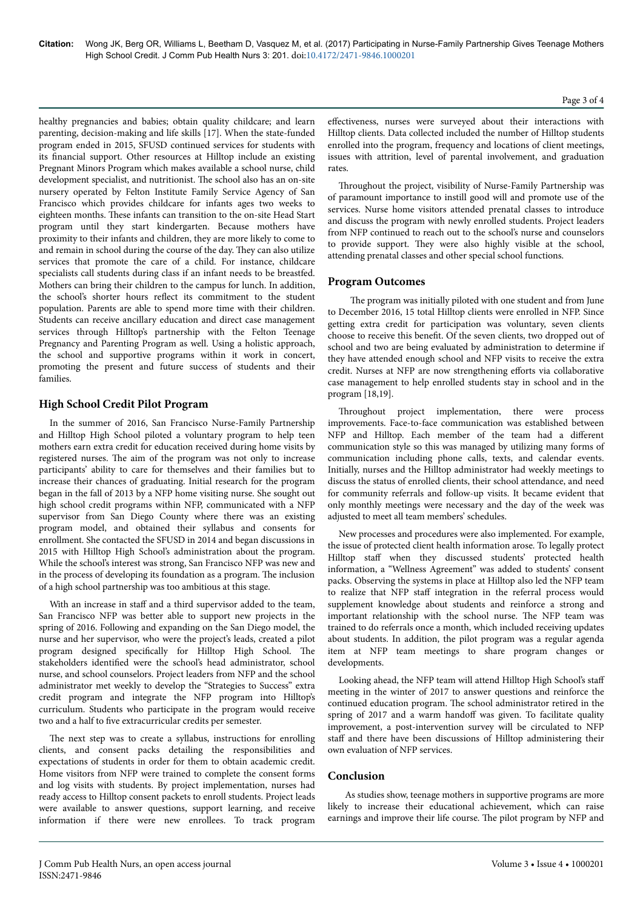healthy pregnancies and babies; obtain quality childcare; and learn parenting, decision-making and life skills [17]. When the state-funded program ended in 2015, SFUSD continued services for students with its financial support. Other resources at Hilltop include an existing Pregnant Minors Program which makes available a school nurse, child development specialist, and nutritionist. The school also has an on-site nursery operated by Felton Institute Family Service Agency of San Francisco which provides childcare for infants ages two weeks to eighteen months. These infants can transition to the on-site Head Start program until they start kindergarten. Because mothers have proximity to their infants and children, they are more likely to come to and remain in school during the course of the day. They can also utilize services that promote the care of a child. For instance, childcare specialists call students during class if an infant needs to be breastfed. Mothers can bring their children to the campus for lunch. In addition, the school's shorter hours reflect its commitment to the student population. Parents are able to spend more time with their children. Students can receive ancillary education and direct case management services through Hilltop's partnership with the Felton Teenage Pregnancy and Parenting Program as well. Using a holistic approach, the school and supportive programs within it work in concert, promoting the present and future success of students and their families.

## High School Credit Pilot Program

In the summer of 2016, San Francisco Nurse-Family Partnership and Hilltop High School piloted a voluntary program to help teen mothers earn extra credit for education received during home visits by registered nurses. The aim of the program was not only to increase participants' ability to care for themselves and their families but to increase their chances of graduating. Initial research for the program began in the fall of 2013 by a NFP home visiting nurse. She sought out high school credit programs within NFP, communicated with a NFP supervisor from San Diego County where there was an existing program model, and obtained their syllabus and consents for enrollment. She contacted the SFUSD in 2014 and began discussions in 2015 with Hilltop High School's administration about the program. While the school's interest was strong, San Francisco NFP was new and in the process of developing its foundation as a program. The inclusion of a high school partnership was too ambitious at this stage.

With an increase in staff and a third supervisor added to the team, San Francisco NFP was better able to support new projects in the spring of 2016. Following and expanding on the San Diego model, the nurse and her supervisor, who were the project's leads, created a pilot program designed specifically for Hilltop High School. The stakeholders identified were the school's head administrator, school nurse, and school counselors. Project leaders from NFP and the school administrator met weekly to develop the "Strategies to Success" extra credit program and integrate the NFP program into Hilltop's curriculum. Students who participate in the program would receive two and a half to five extracurricular credits per semester.

The next step was to create a syllabus, instructions for enrolling clients, and consent packs detailing the responsibilities and expectations of students in order for them to obtain academic credit. Home visitors from NFP were trained to complete the consent forms and log visits with students. By project implementation, nurses had ready access to Hilltop consent packets to enroll students. Project leads were available to answer questions, support learning, and receive information if there were new enrollees. To track program effectiveness, nurses were surveyed about their interactions with Hilltop clients. Data collected included the number of Hilltop students enrolled into the program, frequency and locations of client meetings, issues with attrition, level of parental involvement, and graduation rates.

Throughout the project, visibility of Nurse-Family Partnership was of paramount importance to instill good will and promote use of the services. Nurse home visitors attended prenatal classes to introduce and discuss the program with newly enrolled students. Project leaders from NFP continued to reach out to the school's nurse and counselors to provide support. They were also highly visible at the school, attending prenatal classes and other special school functions.

## Program Outcomes

The program was initially piloted with one student and from June to December 2016, 15 total Hilltop clients were enrolled in NFP. Since getting extra credit for participation was voluntary, seven clients choose to receive this benefit. Of the seven clients, two dropped out of school and two are being evaluated by administration to determine if they have attended enough school and NFP visits to receive the extra credit. Nurses at NFP are now strengthening efforts via collaborative case management to help enrolled students stay in school and in the program [18,19].

Throughout project implementation, there were process improvements. Face-to-face communication was established between NFP and Hilltop. Each member of the team had a different communication style so this was managed by utilizing many forms of communication including phone calls, texts, and calendar events. Initially, nurses and the Hilltop administrator had weekly meetings to discuss the status of enrolled clients, their school attendance, and need for community referrals and follow-up visits. It became evident that only monthly meetings were necessary and the day of the week was adjusted to meet all team members' schedules.

New processes and procedures were also implemented. For example, the issue of protected client health information arose. To legally protect Hilltop staff when they discussed students' protected health information, a "Wellness Agreement" was added to students' consent packs. Observing the systems in place at Hilltop also led the NFP team to realize that NFP staff integration in the referral process would supplement knowledge about students and reinforce a strong and important relationship with the school nurse. The NFP team was trained to do referrals once a month, which included receiving updates about students. In addition, the pilot program was a regular agenda item at NFP team meetings to share program changes or developments.

Looking ahead, the NFP team will attend Hilltop High School's staff meeting in the winter of 2017 to answer questions and reinforce the continued education program. The school administrator retired in the spring of 2017 and a warm handoff was given. To facilitate quality improvement, a post-intervention survey will be circulated to NFP staff and there have been discussions of Hilltop administering their own evaluation of NFP services.

## Conclusion

As studies show, teenage mothers in supportive programs are more likely to increase their educational achievement, which can raise earnings and improve their life course. The pilot program by NFP and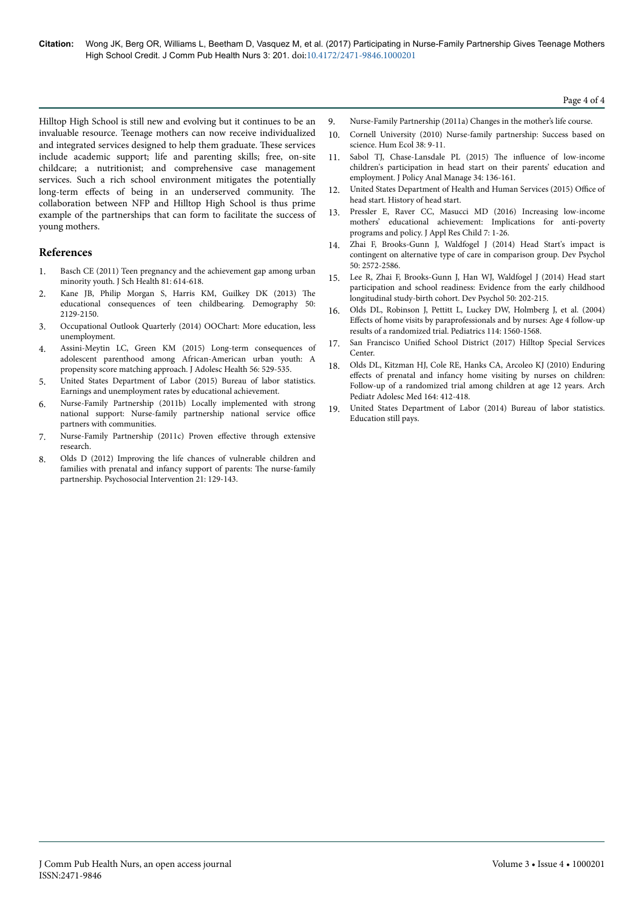Hilltop High School is still new and evolving but it continues to be an invaluable resource. Teenage mothers can now receive individualized and integrated services designed to help them graduate. These services include academic support; life and parenting skills; free, on-site childcare; a nutritionist; and comprehensive case management services. Such a rich school environment mitigates the potentially long-term effects of being in an underserved community. The collaboration between NFP and Hilltop High School is thus prime example of the partnerships that can form to facilitate the success of young mothers.

## References

1. Basch CE (2011) Teen pregnancy and the achievement gap among urban minority youth. J Sch Health 81: 614-618.
2. Kane JB, Philip Morgan S, Harris KM, Guilkey DK (2013) The educational consequences of teen childbearing. Demography 50: 2129-2150.
3. Occupational Outlook Quarterly (2014) OOChart: More education, less unemployment.
4. Assini-Meytin LC, Green KM (2015) Long-term consequences of adolescent parenthood among African-American urban youth: A propensity score matching approach. J Adolesc Health 56: 529-535.
5. United States Department of Labor (2015) Bureau of labor statistics. Earnings and unemployment rates by educational achievement.
6. Nurse-Family Partnership (2011b) Locally implemented with strong national support: Nurse-family partnership national service office partners with communities.
7. Nurse-Family Partnership (2011c) Proven effective through extensive research.
8. Olds D (2012) Improving the life chances of vulnerable children and families with prenatal and infancy support of parents: The nurse-family partnership. Psychosocial Intervention 21: 129-143.
9. Nurse-Family Partnership (2011a) Changes in the mother's life course.
10. Cornell University (2010) Nurse-family partnership: Success based on science. Hum Ecol 38: 9-11.
11. Sabol TJ, Chase-Lansdale PL (2015) The influence of low-income children's participation in head start on their parents' education and employment. J Policy Anal Manage 34: 136-161.
12. United States Department of Health and Human Services (2015) Office of head start. History of head start.
13. Pressler E, Raver CC, Masucci MD (2016) Increasing low-income mothers' educational achievement: Implications for anti-poverty programs and policy. J Appl Res Child 7: 1-26.
14. Zhai F, Brooks-Gunn J, Waldfogel J (2014) Head Start's impact is contingent on alternative type of care in comparison group. Dev Psychol 50: 2572-2586.
15. Lee R, Zhai F, Brooks-Gunn J, Han WJ, Waldfogel J (2014) Head start participation and school readiness: Evidence from the early childhood longitudinal study-birth cohort. Dev Psychol 50: 202-215.
16. Olds DL, Robinson J, Pettitt L, Luckey DW, Holmberg J, et al. (2004) Effects of home visits by paraprofessionals and by nurses: Age 4 follow-up results of a randomized trial. Pediatrics 114: 1560-1568.
17. San Francisco Unified School District (2017) Hilltop Special Services Center.
18. Olds DL, Kitzman HJ, Cole RE, Hanks CA, Arcoleo KJ (2010) Enduring effects of prenatal and infancy home visiting by nurses on children: Follow-up of a randomized trial among children at age 12 years. Arch Pediatr Adolesc Med 164: 412-418.
19. United States Department of Labor (2014) Bureau of labor statistics. Education still pays.